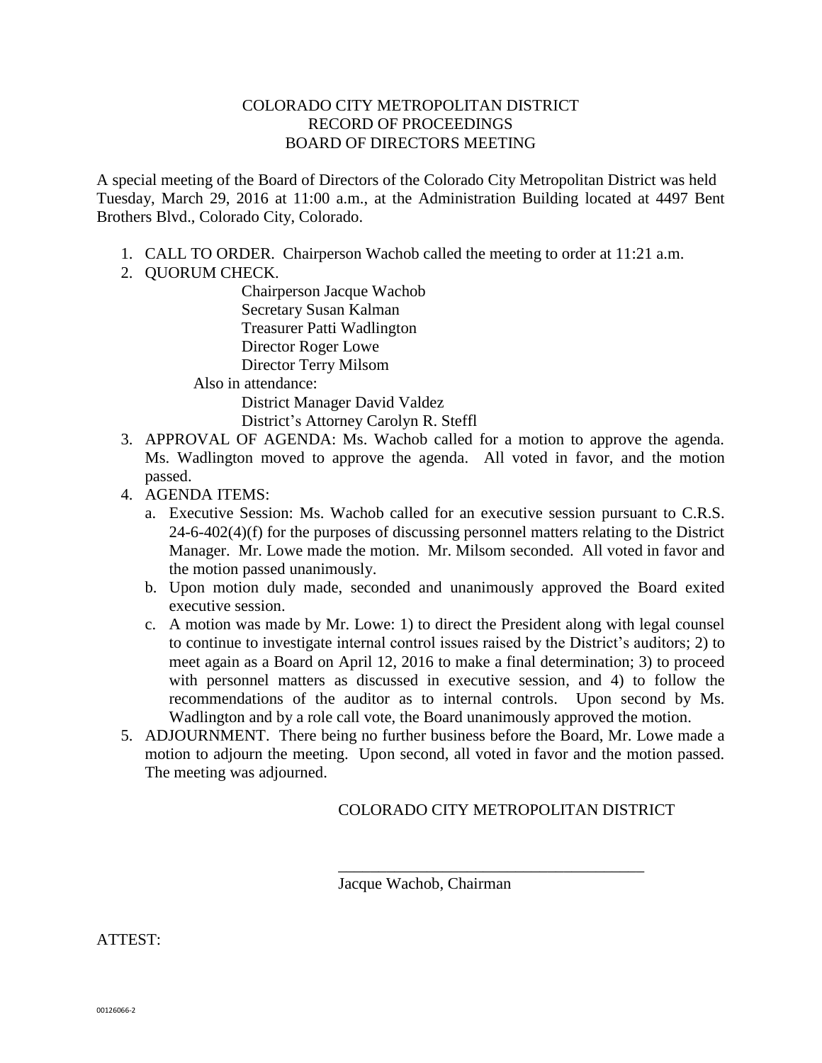# COLORADO CITY METROPOLITAN DISTRICT
## RECORD OF PROCEEDINGS
## BOARD OF DIRECTORS MEETING

A special meeting of the Board of Directors of the Colorado City Metropolitan District was held Tuesday, March 29, 2016 at 11:00 a.m., at the Administration Building located at 4497 Bent Brothers Blvd., Colorado City, Colorado.

1. CALL TO ORDER. Chairperson Wachob called the meeting to order at 11:21 a.m.
2. QUORUM CHECK.

   Chairperson Jacque Wachob
   Secretary Susan Kalman
   Treasurer Patti Wadlington
   Director Roger Lowe
   Director Terry Milsom

   Also in attendance:

   District Manager David Valdez
   District's Attorney Carolyn R. Steffl
3. APPROVAL OF AGENDA: Ms. Wachob called for a motion to approve the agenda. Ms. Wadlington moved to approve the agenda. All voted in favor, and the motion passed.
4. AGENDA ITEMS:
   a. Executive Session: Ms. Wachob called for an executive session pursuant to C.R.S. 24-6-402(4)(f) for the purposes of discussing personnel matters relating to the District Manager. Mr. Lowe made the motion. Mr. Milsom seconded. All voted in favor and the motion passed unanimously.
   b. Upon motion duly made, seconded and unanimously approved the Board exited executive session.
   c. A motion was made by Mr. Lowe: 1) to direct the President along with legal counsel to continue to investigate internal control issues raised by the District's auditors; 2) to meet again as a Board on April 12, 2016 to make a final determination; 3) to proceed with personnel matters as discussed in executive session, and 4) to follow the recommendations of the auditor as to internal controls. Upon second by Ms. Wadlington and by a role call vote, the Board unanimously approved the motion.
5. ADJOURNMENT. There being no further business before the Board, Mr. Lowe made a motion to adjourn the meeting. Upon second, all voted in favor and the motion passed. The meeting was adjourned.

COLORADO CITY METROPOLITAN DISTRICT

\_\_\_\_\_\_\_\_\_\_\_\_\_\_\_\_\_\_\_\_\_\_\_\_\_\_\_\_\_\_\_\_\_\_\_\_\_\_\_\_

Jacque Wachob, Chairman

ATTEST:

00126066-2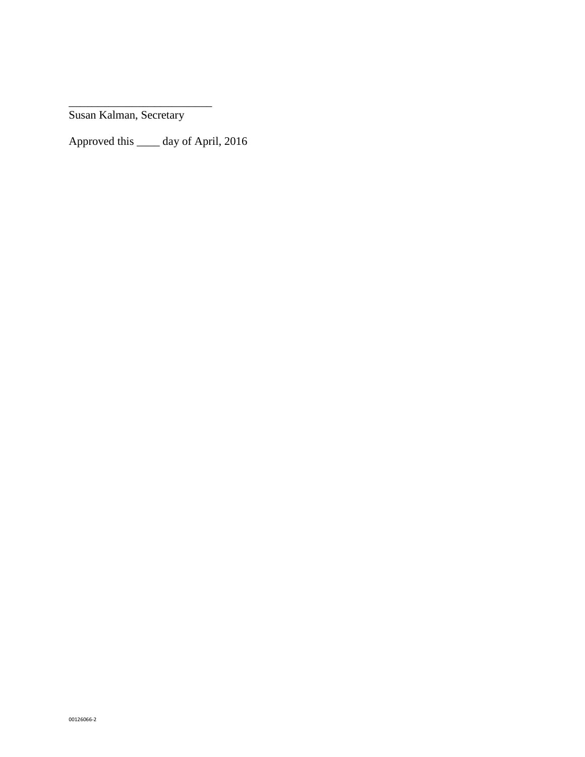__________________________
Susan Kalman, Secretary

Approved this ____ day of April, 2016

00126066-2